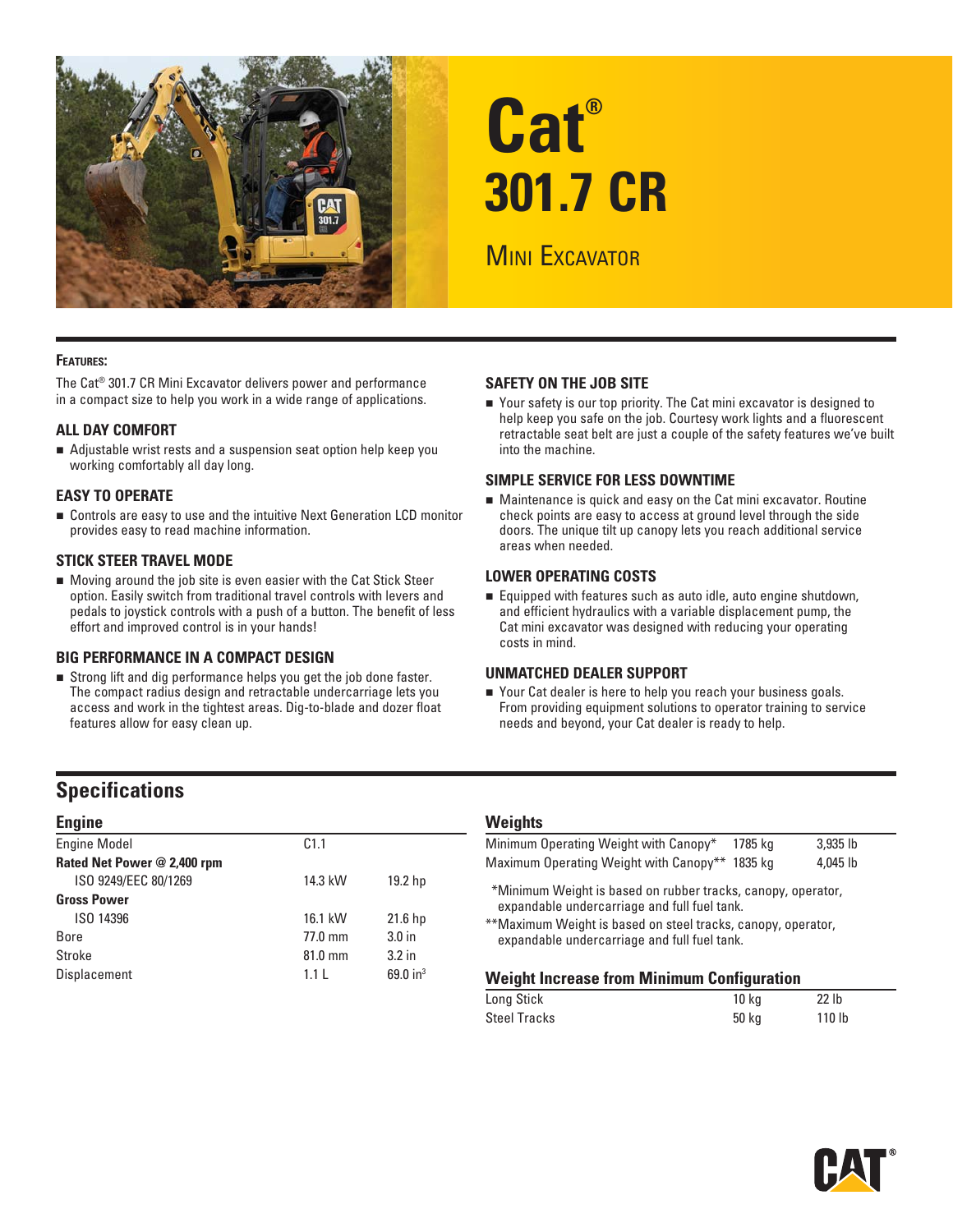# Cat® 301.7 CR

## Mini Excavator

**Features:**

The Cat® 301.7 CR Mini Excavator delivers power and performance in a compact size to help you work in a wide range of applications.

### ALL DAY COMFORT

- Adjustable wrist rests and a suspension seat option help keep you working comfortably all day long.

### EASY TO OPERATE

- Controls are easy to use and the intuitive Next Generation LCD monitor provides easy to read machine information.

### STICK STEER TRAVEL MODE

- Moving around the job site is even easier with the Cat Stick Steer option. Easily switch from traditional travel controls with levers and pedals to joystick controls with a push of a button. The benefit of less effort and improved control is in your hands!

### BIG PERFORMANCE IN A COMPACT DESIGN

- Strong lift and dig performance helps you get the job done faster. The compact radius design and retractable undercarriage lets you access and work in the tightest areas. Dig-to-blade and dozer float features allow for easy clean up.

### SAFETY ON THE JOB SITE

- Your safety is our top priority. The Cat mini excavator is designed to help keep you safe on the job. Courtesy work lights and a fluorescent retractable seat belt are just a couple of the safety features we've built into the machine.

### SIMPLE SERVICE FOR LESS DOWNTIME

- Maintenance is quick and easy on the Cat mini excavator. Routine check points are easy to access at ground level through the side doors. The unique tilt up canopy lets you reach additional service areas when needed.

### LOWER OPERATING COSTS

- Equipped with features such as auto idle, auto engine shutdown, and efficient hydraulics with a variable displacement pump, the Cat mini excavator was designed with reducing your operating costs in mind.

### UNMATCHED DEALER SUPPORT

- Your Cat dealer is here to help you reach your business goals. From providing equipment solutions to operator training to service needs and beyond, your Cat dealer is ready to help.

## Specifications

### Engine

| | | |
|---|---|---|
| Engine Model | C1.1 | |
| **Rated Net Power @ 2,400 rpm** | | |
| ISO 9249/EEC 80/1269 | 14.3 kW | 19.2 hp |
| **Gross Power** | | |
| ISO 14396 | 16.1 kW | 21.6 hp |
| Bore | 77.0 mm | 3.0 in |
| Stroke | 81.0 mm | 3.2 in |
| Displacement | 1.1 L | 69.0 $in^3$ |

### Weights

| | | |
|---|---|---|
| Minimum Operating Weight with Canopy* | 1785 kg | 3,935 lb |
| Maximum Operating Weight with Canopy** | 1835 kg | 4,045 lb |

*Minimum Weight is based on rubber tracks, canopy, operator, expandable undercarriage and full fuel tank.

**Maximum Weight is based on steel tracks, canopy, operator, expandable undercarriage and full fuel tank.

### Weight Increase from Minimum Configuration

| | | |
|---|---|---|
| Long Stick | 10 kg | 22 lb |
| Steel Tracks | 50 kg | 110 lb |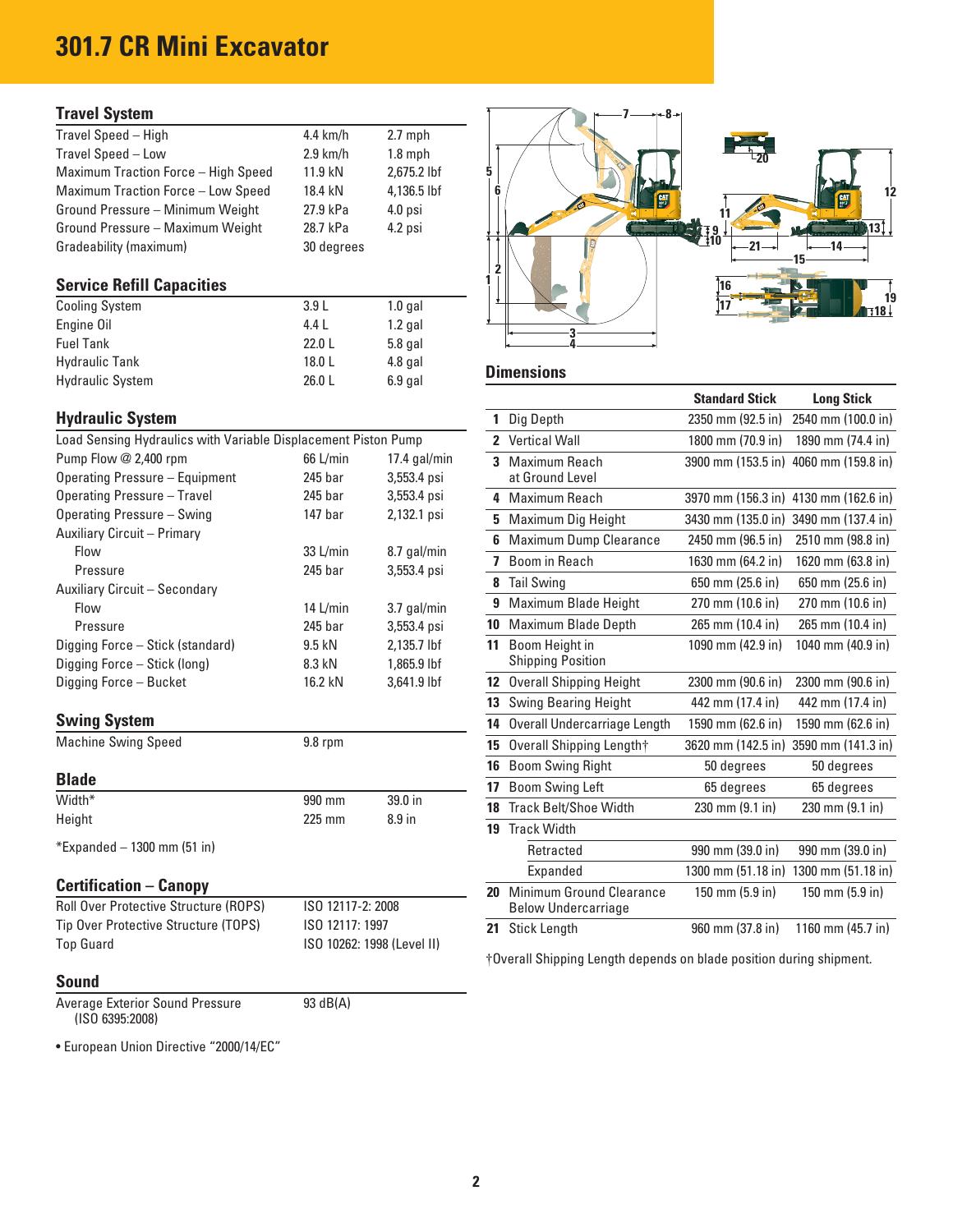# 301.7 CR Mini Excavator

## Travel System

| | | |
|---|---|---|
| Travel Speed – High | 4.4 km/h | 2.7 mph |
| Travel Speed – Low | 2.9 km/h | 1.8 mph |
| Maximum Traction Force – High Speed | 11.9 kN | 2,675.2 lbf |
| Maximum Traction Force – Low Speed | 18.4 kN | 4,136.5 lbf |
| Ground Pressure – Minimum Weight | 27.9 kPa | 4.0 psi |
| Ground Pressure – Maximum Weight | 28.7 kPa | 4.2 psi |
| Gradeability (maximum) | 30 degrees | |

## Service Refill Capacities

| | | |
|---|---|---|
| Cooling System | 3.9 L | 1.0 gal |
| Engine Oil | 4.4 L | 1.2 gal |
| Fuel Tank | 22.0 L | 5.8 gal |
| Hydraulic Tank | 18.0 L | 4.8 gal |
| Hydraulic System | 26.0 L | 6.9 gal |

## Hydraulic System

Load Sensing Hydraulics with Variable Displacement Piston Pump

| | | |
|---|---|---|
| Pump Flow @ 2,400 rpm | 66 L/min | 17.4 gal/min |
| Operating Pressure – Equipment | 245 bar | 3,553.4 psi |
| Operating Pressure – Travel | 245 bar | 3,553.4 psi |
| Operating Pressure – Swing | 147 bar | 2,132.1 psi |
| Auxiliary Circuit – Primary | | |
| Flow | 33 L/min | 8.7 gal/min |
| Pressure | 245 bar | 3,553.4 psi |
| Auxiliary Circuit – Secondary | | |
| Flow | 14 L/min | 3.7 gal/min |
| Pressure | 245 bar | 3,553.4 psi |
| Digging Force – Stick (standard) | 9.5 kN | 2,135.7 lbf |
| Digging Force – Stick (long) | 8.3 kN | 1,865.9 lbf |
| Digging Force – Bucket | 16.2 kN | 3,641.9 lbf |

## Swing System

| | |
|---|---|
| Machine Swing Speed | 9.8 rpm |

## Blade

| | | |
|---|---|---|
| Width* | 990 mm | 39.0 in |
| Height | 225 mm | 8.9 in |

*Expanded – 1300 mm (51 in)

## Certification – Canopy

| | |
|---|---|
| Roll Over Protective Structure (ROPS) | ISO 12117-2: 2008 |
| Tip Over Protective Structure (TOPS) | ISO 12117: 1997 |
| Top Guard | ISO 10262: 1998 (Level II) |

## Sound

| | |
|---|---|
| Average Exterior Sound Pressure (ISO 6395:2008) | 93 dB(A) |

- European Union Directive "2000/14/EC"

## Dimensions

| | | Standard Stick | Long Stick |
|---|---|---|---|
| 1 | Dig Depth | 2350 mm (92.5 in) | 2540 mm (100.0 in) |
| 2 | Vertical Wall | 1800 mm (70.9 in) | 1890 mm (74.4 in) |
| 3 | Maximum Reach at Ground Level | 3900 mm (153.5 in) | 4060 mm (159.8 in) |
| 4 | Maximum Reach | 3970 mm (156.3 in) | 4130 mm (162.6 in) |
| 5 | Maximum Dig Height | 3430 mm (135.0 in) | 3490 mm (137.4 in) |
| 6 | Maximum Dump Clearance | 2450 mm (96.5 in) | 2510 mm (98.8 in) |
| 7 | Boom in Reach | 1630 mm (64.2 in) | 1620 mm (63.8 in) |
| 8 | Tail Swing | 650 mm (25.6 in) | 650 mm (25.6 in) |
| 9 | Maximum Blade Height | 270 mm (10.6 in) | 270 mm (10.6 in) |
| 10 | Maximum Blade Depth | 265 mm (10.4 in) | 265 mm (10.4 in) |
| 11 | Boom Height in Shipping Position | 1090 mm (42.9 in) | 1040 mm (40.9 in) |
| 12 | Overall Shipping Height | 2300 mm (90.6 in) | 2300 mm (90.6 in) |
| 13 | Swing Bearing Height | 442 mm (17.4 in) | 442 mm (17.4 in) |
| 14 | Overall Undercarriage Length | 1590 mm (62.6 in) | 1590 mm (62.6 in) |
| 15 | Overall Shipping Length† | 3620 mm (142.5 in) | 3590 mm (141.3 in) |
| 16 | Boom Swing Right | 50 degrees | 50 degrees |
| 17 | Boom Swing Left | 65 degrees | 65 degrees |
| 18 | Track Belt/Shoe Width | 230 mm (9.1 in) | 230 mm (9.1 in) |
| 19 | Track Width | | |
| | Retracted | 990 mm (39.0 in) | 990 mm (39.0 in) |
| | Expanded | 1300 mm (51.18 in) | 1300 mm (51.18 in) |
| 20 | Minimum Ground Clearance Below Undercarriage | 150 mm (5.9 in) | 150 mm (5.9 in) |
| 21 | Stick Length | 960 mm (37.8 in) | 1160 mm (45.7 in) |

†Overall Shipping Length depends on blade position during shipment.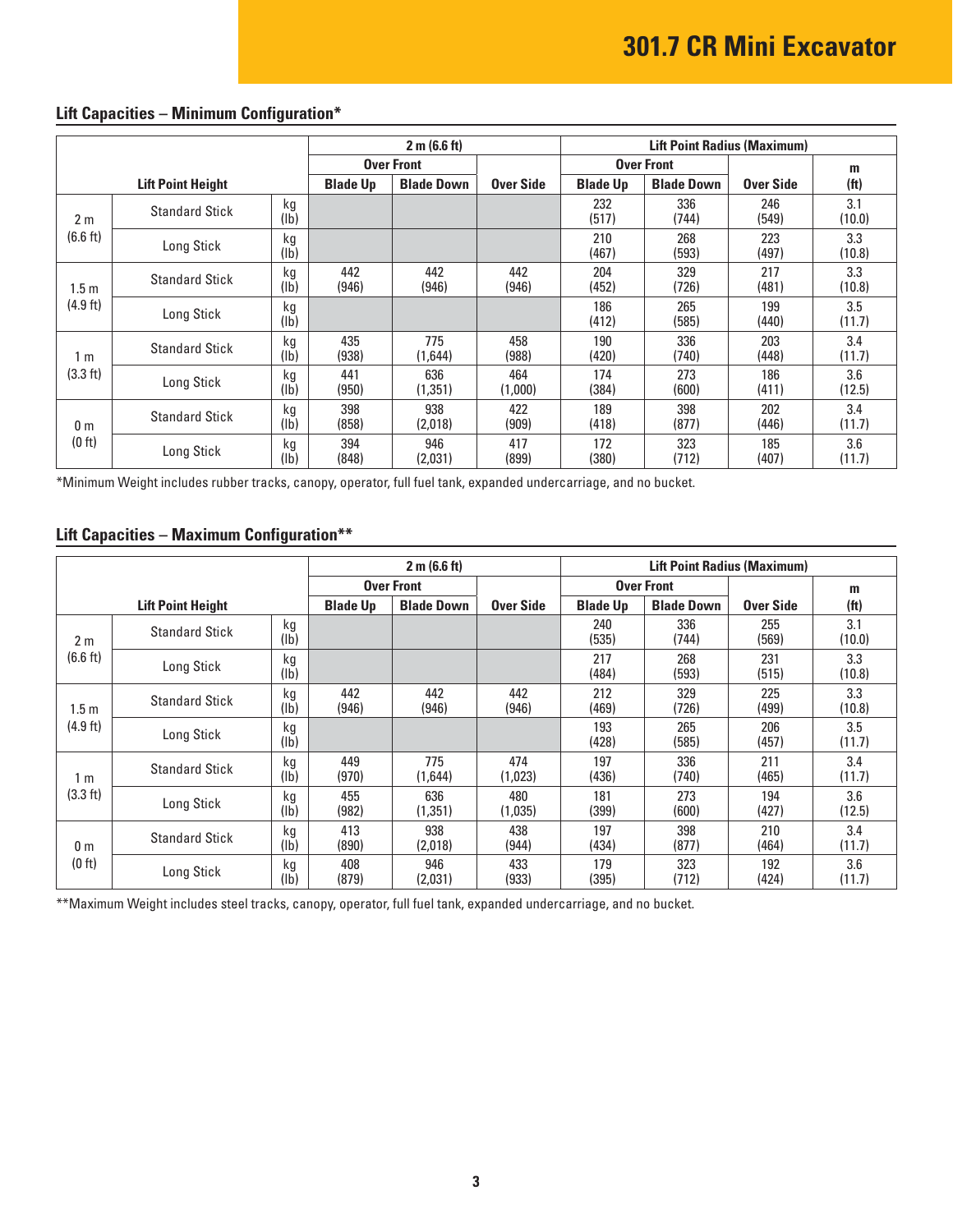# 301.7 CR Mini Excavator

## Lift Capacities – Minimum Configuration*

| Lift Point Height | | | 2 m (6.6 ft) | | | Lift Point Radius (Maximum) | | | |
|---|---|---|---|---|---|---|---|---|---|
| | | | Over Front | | | Over Front | | | m |
| | | | Blade Up | Blade Down | Over Side | Blade Up | Blade Down | Over Side | (ft) |
| 2 m (6.6 ft) | Standard Stick | kg (lb) | | | | 232 (517) | 336 (744) | 246 (549) | 3.1 (10.0) |
| | Long Stick | kg (lb) | | | | 210 (467) | 268 (593) | 223 (497) | 3.3 (10.8) |
| 1.5 m (4.9 ft) | Standard Stick | kg (lb) | 442 (946) | 442 (946) | 442 (946) | 204 (452) | 329 (726) | 217 (481) | 3.3 (10.8) |
| | Long Stick | kg (lb) | | | | 186 (412) | 265 (585) | 199 (440) | 3.5 (11.7) |
| 1 m (3.3 ft) | Standard Stick | kg (lb) | 435 (938) | 775 (1,644) | 458 (988) | 190 (420) | 336 (740) | 203 (448) | 3.4 (11.7) |
| | Long Stick | kg (lb) | 441 (950) | 636 (1,351) | 464 (1,000) | 174 (384) | 273 (600) | 186 (411) | 3.6 (12.5) |
| 0 m (0 ft) | Standard Stick | kg (lb) | 398 (858) | 938 (2,018) | 422 (909) | 189 (418) | 398 (877) | 202 (446) | 3.4 (11.7) |
| | Long Stick | kg (lb) | 394 (848) | 946 (2,031) | 417 (899) | 172 (380) | 323 (712) | 185 (407) | 3.6 (11.7) |

*Minimum Weight includes rubber tracks, canopy, operator, full fuel tank, expanded undercarriage, and no bucket.

## Lift Capacities – Maximum Configuration**

| Lift Point Height | | | 2 m (6.6 ft) | | | Lift Point Radius (Maximum) | | | |
|---|---|---|---|---|---|---|---|---|---|
| | | | Over Front | | | Over Front | | | m |
| | | | Blade Up | Blade Down | Over Side | Blade Up | Blade Down | Over Side | (ft) |
| 2 m (6.6 ft) | Standard Stick | kg (lb) | | | | 240 (535) | 336 (744) | 255 (569) | 3.1 (10.0) |
| | Long Stick | kg (lb) | | | | 217 (484) | 268 (593) | 231 (515) | 3.3 (10.8) |
| 1.5 m (4.9 ft) | Standard Stick | kg (lb) | 442 (946) | 442 (946) | 442 (946) | 212 (469) | 329 (726) | 225 (499) | 3.3 (10.8) |
| | Long Stick | kg (lb) | | | | 193 (428) | 265 (585) | 206 (457) | 3.5 (11.7) |
| 1 m (3.3 ft) | Standard Stick | kg (lb) | 449 (970) | 775 (1,644) | 474 (1,023) | 197 (436) | 336 (740) | 211 (465) | 3.4 (11.7) |
| | Long Stick | kg (lb) | 455 (982) | 636 (1,351) | 480 (1,035) | 181 (399) | 273 (600) | 194 (427) | 3.6 (12.5) |
| 0 m (0 ft) | Standard Stick | kg (lb) | 413 (890) | 938 (2,018) | 438 (944) | 197 (434) | 398 (877) | 210 (464) | 3.4 (11.7) |
| | Long Stick | kg (lb) | 408 (879) | 946 (2,031) | 433 (933) | 179 (395) | 323 (712) | 192 (424) | 3.6 (11.7) |

**Maximum Weight includes steel tracks, canopy, operator, full fuel tank, expanded undercarriage, and no bucket.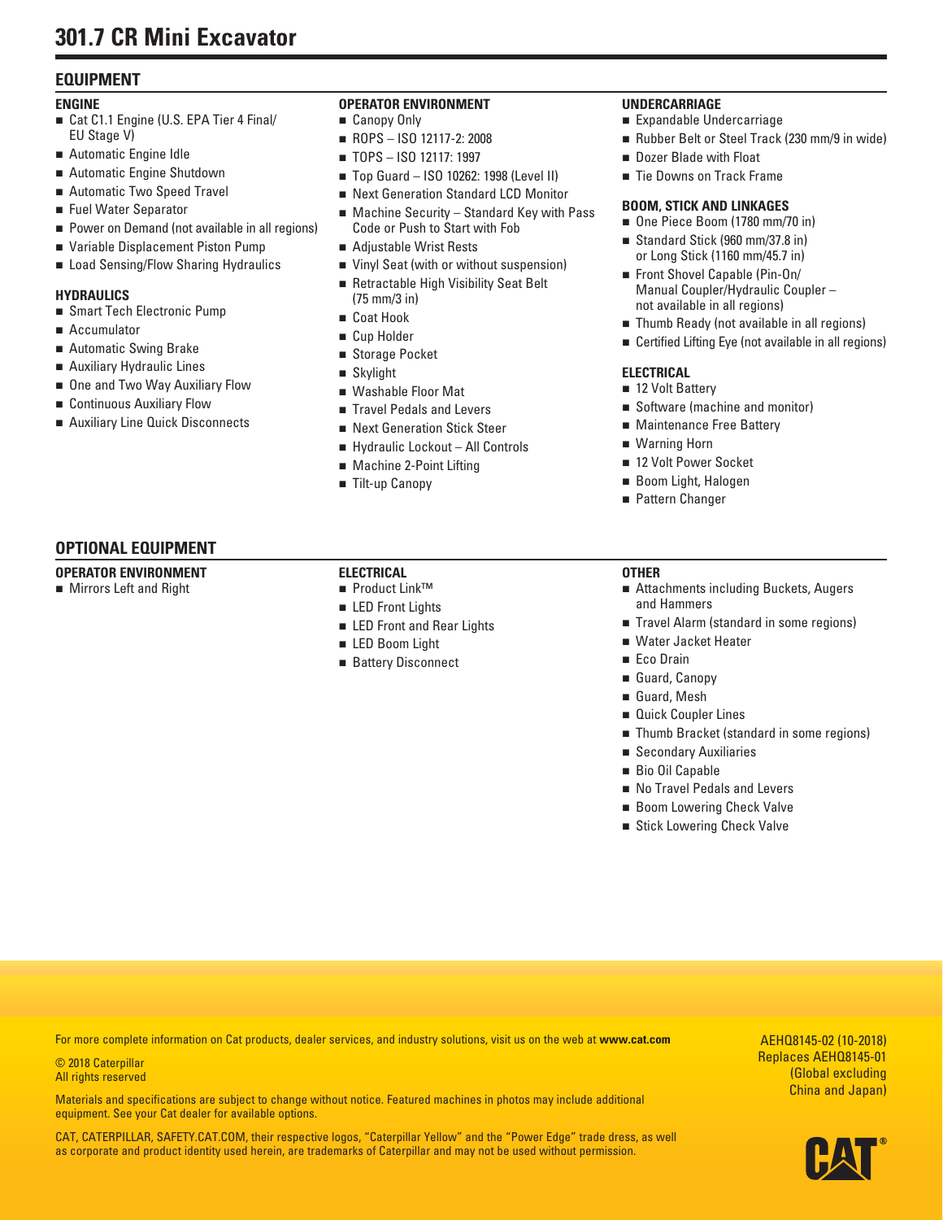# 301.7 CR Mini Excavator

## EQUIPMENT

### ENGINE

- Cat C1.1 Engine (U.S. EPA Tier 4 Final/ EU Stage V)
- Automatic Engine Idle
- Automatic Engine Shutdown
- Automatic Two Speed Travel
- Fuel Water Separator
- Power on Demand (not available in all regions)
- Variable Displacement Piston Pump
- Load Sensing/Flow Sharing Hydraulics

### HYDRAULICS

- Smart Tech Electronic Pump
- Accumulator
- Automatic Swing Brake
- Auxiliary Hydraulic Lines
- One and Two Way Auxiliary Flow
- Continuous Auxiliary Flow
- Auxiliary Line Quick Disconnects

### OPERATOR ENVIRONMENT

- Canopy Only
- ROPS – ISO 12117-2: 2008
- TOPS – ISO 12117: 1997
- Top Guard – ISO 10262: 1998 (Level II)
- Next Generation Standard LCD Monitor
- Machine Security – Standard Key with Pass Code or Push to Start with Fob
- Adjustable Wrist Rests
- Vinyl Seat (with or without suspension)
- Retractable High Visibility Seat Belt (75 mm/3 in)
- Coat Hook
- Cup Holder
- Storage Pocket
- Skylight
- Washable Floor Mat
- Travel Pedals and Levers
- Next Generation Stick Steer
- Hydraulic Lockout – All Controls
- Machine 2-Point Lifting
- Tilt-up Canopy

### UNDERCARRIAGE

- Expandable Undercarriage
- Rubber Belt or Steel Track (230 mm/9 in wide)
- Dozer Blade with Float
- Tie Downs on Track Frame

### BOOM, STICK AND LINKAGES

- One Piece Boom (1780 mm/70 in)
- Standard Stick (960 mm/37.8 in) or Long Stick (1160 mm/45.7 in)
- Front Shovel Capable (Pin-On/ Manual Coupler/Hydraulic Coupler – not available in all regions)
- Thumb Ready (not available in all regions)
- Certified Lifting Eye (not available in all regions)

### ELECTRICAL

- 12 Volt Battery
- Software (machine and monitor)
- Maintenance Free Battery
- Warning Horn
- 12 Volt Power Socket
- Boom Light, Halogen
- Pattern Changer

## OPTIONAL EQUIPMENT

### OPERATOR ENVIRONMENT

- Mirrors Left and Right

### ELECTRICAL

- Product Link™
- LED Front Lights
- LED Front and Rear Lights
- LED Boom Light
- Battery Disconnect

### OTHER

- Attachments including Buckets, Augers and Hammers
- Travel Alarm (standard in some regions)
- Water Jacket Heater
- Eco Drain
- Guard, Canopy
- Guard, Mesh
- Quick Coupler Lines
- Thumb Bracket (standard in some regions)
- Secondary Auxiliaries
- Bio Oil Capable
- No Travel Pedals and Levers
- Boom Lowering Check Valve
- Stick Lowering Check Valve

For more complete information on Cat products, dealer services, and industry solutions, visit us on the web at **www.cat.com**

© 2018 Caterpillar
All rights reserved

Materials and specifications are subject to change without notice. Featured machines in photos may include additional equipment. See your Cat dealer for available options.

CAT, CATERPILLAR, SAFETY.CAT.COM, their respective logos, "Caterpillar Yellow" and the "Power Edge" trade dress, as well as corporate and product identity used herein, are trademarks of Caterpillar and may not be used without permission.

AEHQ8145-02 (10-2018)
Replaces AEHQ8145-01
(Global excluding China and Japan)